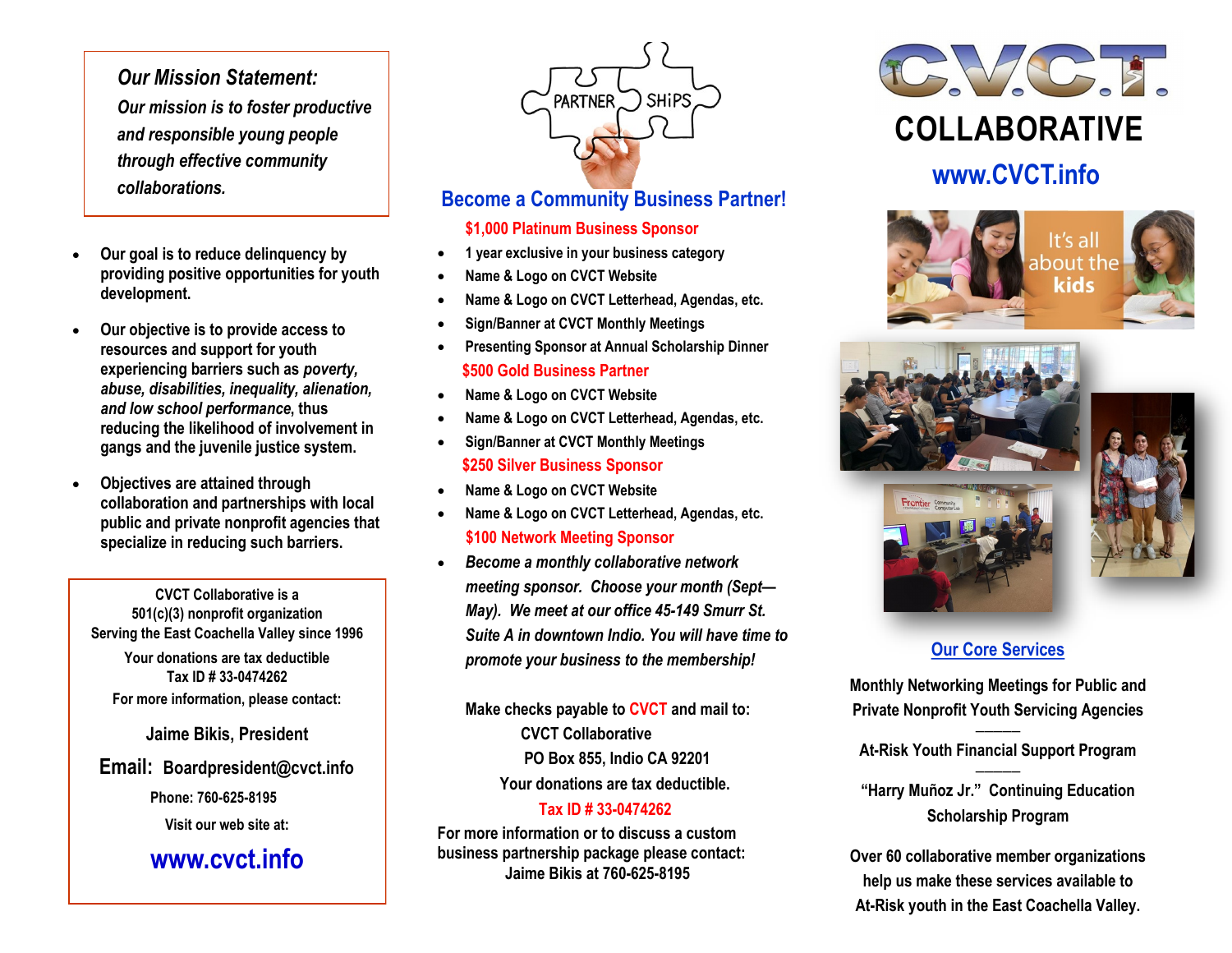### *Our Mission Statement:*

***Our mission is to foster productive and responsible young people through effective community collaborations.***

- Our goal is to reduce delinquency by providing positive opportunities for youth development.
- Our objective is to provide access to resources and support for youth experiencing barriers such as *poverty, abuse, disabilities, inequality, alienation, and low school performance*, thus reducing the likelihood of involvement in gangs and the juvenile justice system.
- Objectives are attained through collaboration and partnerships with local public and private nonprofit agencies that specialize in reducing such barriers.

CVCT Collaborative is a 501(c)(3) nonprofit organization Serving the East Coachella Valley since 1996

Your donations are tax deductible
Tax ID # 33-0474262

For more information, please contact:

**Jaime Bikis, President**

**Email:** Boardpresident@cvct.info

Phone: 760-625-8195

Visit our web site at:

**www.cvct.info**

PARTNER SHIPS

## Become a Community Business Partner!

**$1,000 Platinum Business Sponsor**

- 1 year exclusive in your business category
- Name & Logo on CVCT Website
- Name & Logo on CVCT Letterhead, Agendas, etc.
- Sign/Banner at CVCT Monthly Meetings
- Presenting Sponsor at Annual Scholarship Dinner

**$500 Gold Business Partner**

- Name & Logo on CVCT Website
- Name & Logo on CVCT Letterhead, Agendas, etc.
- Sign/Banner at CVCT Monthly Meetings

**$250 Silver Business Sponsor**

- Name & Logo on CVCT Website
- Name & Logo on CVCT Letterhead, Agendas, etc.

**$100 Network Meeting Sponsor**

- *Become a monthly collaborative network meeting sponsor. Choose your month (Sept—May). We meet at our office 45-149 Smurr St. Suite A in downtown Indio. You will have time to promote your business to the membership!*

Make checks payable to CVCT and mail to:
CVCT Collaborative
PO Box 855, Indio CA 92201
Your donations are tax deductible.
Tax ID # 33-0474262

For more information or to discuss a custom business partnership package please contact:
Jaime Bikis at 760-625-8195

# C.V.C.T.
# COLLABORATIVE

**www.CVCT.info**

It's all about the **kids**

## Our Core Services

Monthly Networking Meetings for Public and Private Nonprofit Youth Servicing Agencies

———

At-Risk Youth Financial Support Program

———

"Harry Muñoz Jr." Continuing Education Scholarship Program

Over 60 collaborative member organizations help us make these services available to At-Risk youth in the East Coachella Valley.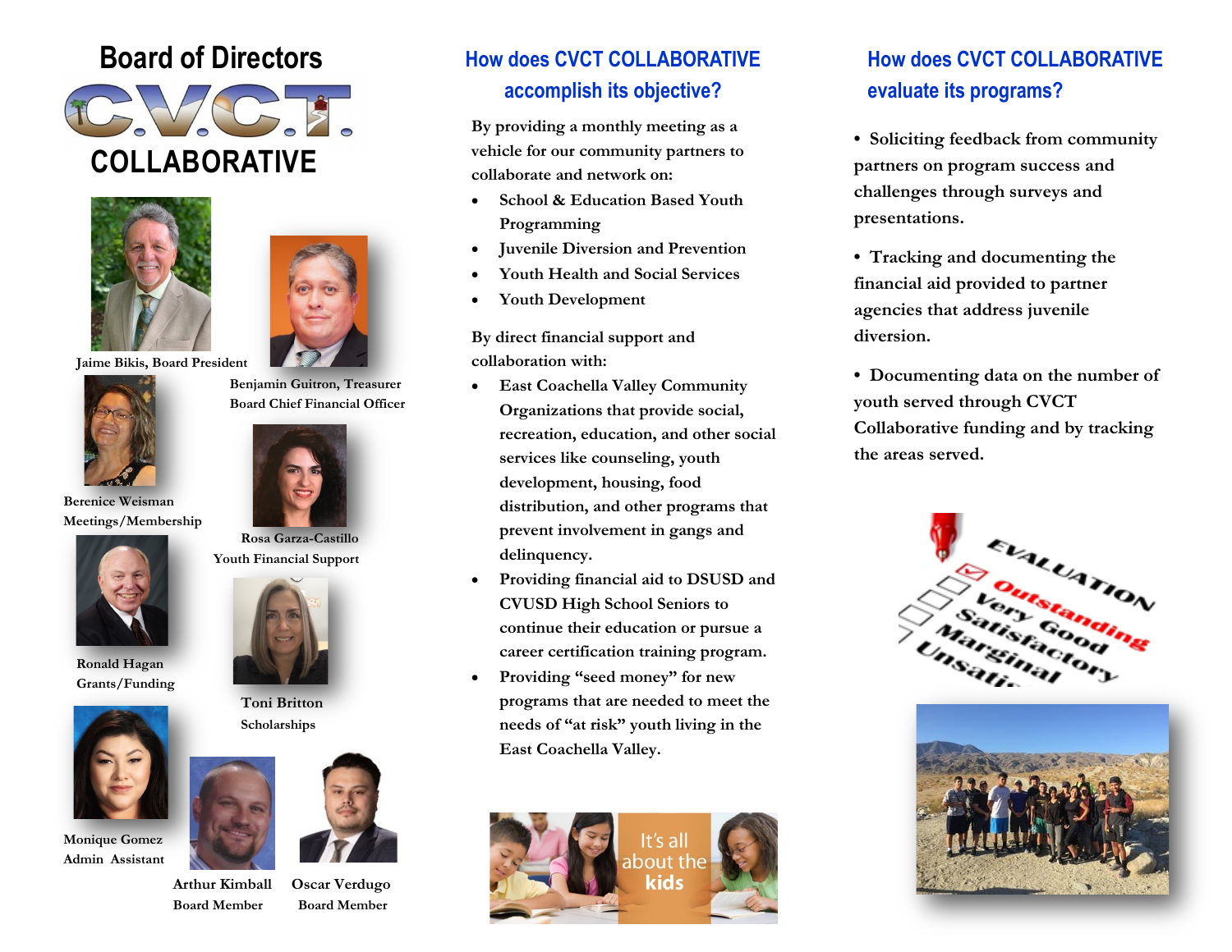# Board of Directors

C.V.C.T.

COLLABORATIVE

Jaime Bikis, Board President

Benjamin Guitron, Treasurer
Board Chief Financial Officer

Berenice Weisman
Meetings/Membership

Rosa Garza-Castillo
Youth Financial Support

Ronald Hagan
Grants/Funding

Toni Britton
Scholarships

Monique Gomez
Admin Assistant

Arthur Kimball
Board Member

Oscar Verdugo
Board Member

## How does CVCT COLLABORATIVE accomplish its objective?

By providing a monthly meeting as a vehicle for our community partners to collaborate and network on:

- School & Education Based Youth Programming
- Juvenile Diversion and Prevention
- Youth Health and Social Services
- Youth Development

By direct financial support and collaboration with:

- East Coachella Valley Community Organizations that provide social, recreation, education, and other social services like counseling, youth development, housing, food distribution, and other programs that prevent involvement in gangs and delinquency.
- Providing financial aid to DSUSD and CVUSD High School Seniors to continue their education or pursue a career certification training program.
- Providing "seed money" for new programs that are needed to meet the needs of "at risk" youth living in the East Coachella Valley.

It's all about the kids

## How does CVCT COLLABORATIVE evaluate its programs?

- Soliciting feedback from community partners on program success and challenges through surveys and presentations.
- Tracking and documenting the financial aid provided to partner agencies that address juvenile diversion.
- Documenting data on the number of youth served through CVCT Collaborative funding and by tracking the areas served.